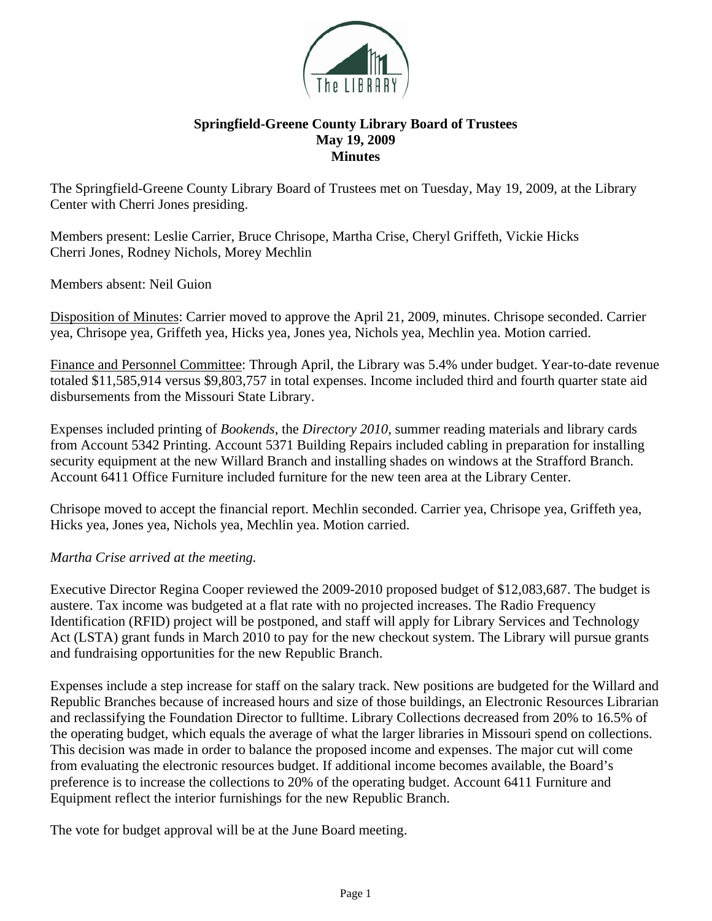**Springfield-Greene County Library Board of Trustees**
**May 19, 2009**
**Minutes**

The Springfield-Greene County Library Board of Trustees met on Tuesday, May 19, 2009, at the Library Center with Cherri Jones presiding.

Members present: Leslie Carrier, Bruce Chrisope, Martha Crise, Cheryl Griffeth, Vickie Hicks Cherri Jones, Rodney Nichols, Morey Mechlin

Members absent: Neil Guion

Disposition of Minutes: Carrier moved to approve the April 21, 2009, minutes. Chrisope seconded. Carrier yea, Chrisope yea, Griffeth yea, Hicks yea, Jones yea, Nichols yea, Mechlin yea. Motion carried.

Finance and Personnel Committee: Through April, the Library was 5.4% under budget. Year-to-date revenue totaled $11,585,914 versus $9,803,757 in total expenses. Income included third and fourth quarter state aid disbursements from the Missouri State Library.

Expenses included printing of *Bookends*, the *Directory 2010,* summer reading materials and library cards from Account 5342 Printing. Account 5371 Building Repairs included cabling in preparation for installing security equipment at the new Willard Branch and installing shades on windows at the Strafford Branch. Account 6411 Office Furniture included furniture for the new teen area at the Library Center.

Chrisope moved to accept the financial report. Mechlin seconded. Carrier yea, Chrisope yea, Griffeth yea, Hicks yea, Jones yea, Nichols yea, Mechlin yea. Motion carried.

*Martha Crise arrived at the meeting.*

Executive Director Regina Cooper reviewed the 2009-2010 proposed budget of $12,083,687. The budget is austere. Tax income was budgeted at a flat rate with no projected increases. The Radio Frequency Identification (RFID) project will be postponed, and staff will apply for Library Services and Technology Act (LSTA) grant funds in March 2010 to pay for the new checkout system. The Library will pursue grants and fundraising opportunities for the new Republic Branch.

Expenses include a step increase for staff on the salary track. New positions are budgeted for the Willard and Republic Branches because of increased hours and size of those buildings, an Electronic Resources Librarian and reclassifying the Foundation Director to fulltime. Library Collections decreased from 20% to 16.5% of the operating budget, which equals the average of what the larger libraries in Missouri spend on collections. This decision was made in order to balance the proposed income and expenses. The major cut will come from evaluating the electronic resources budget. If additional income becomes available, the Board's preference is to increase the collections to 20% of the operating budget. Account 6411 Furniture and Equipment reflect the interior furnishings for the new Republic Branch.

The vote for budget approval will be at the June Board meeting.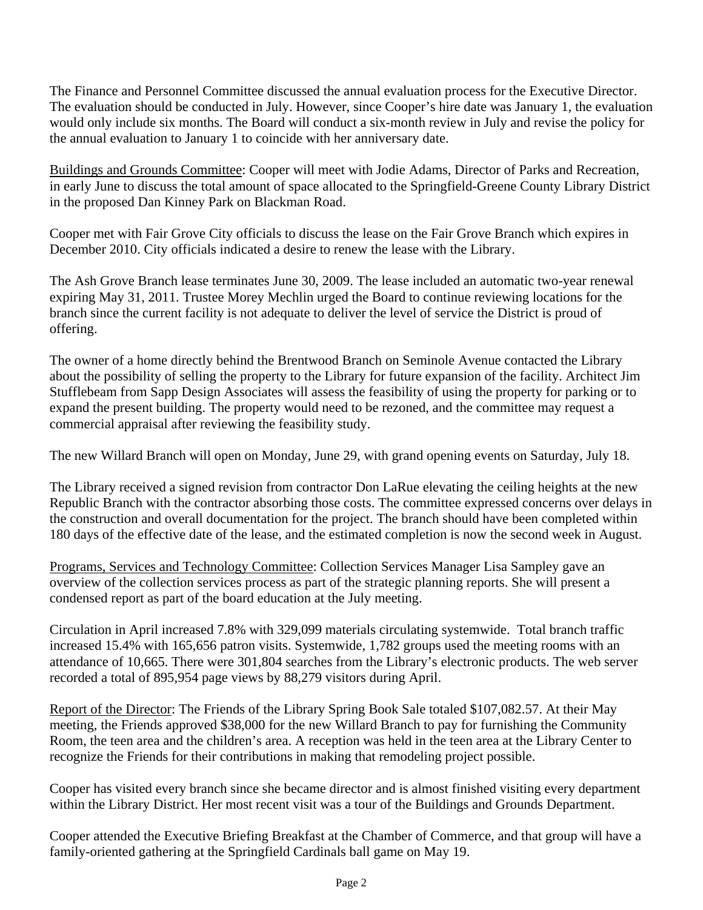The Finance and Personnel Committee discussed the annual evaluation process for the Executive Director. The evaluation should be conducted in July. However, since Cooper's hire date was January 1, the evaluation would only include six months. The Board will conduct a six-month review in July and revise the policy for the annual evaluation to January 1 to coincide with her anniversary date.

Buildings and Grounds Committee: Cooper will meet with Jodie Adams, Director of Parks and Recreation, in early June to discuss the total amount of space allocated to the Springfield-Greene County Library District in the proposed Dan Kinney Park on Blackman Road.

Cooper met with Fair Grove City officials to discuss the lease on the Fair Grove Branch which expires in December 2010. City officials indicated a desire to renew the lease with the Library.

The Ash Grove Branch lease terminates June 30, 2009. The lease included an automatic two-year renewal expiring May 31, 2011. Trustee Morey Mechlin urged the Board to continue reviewing locations for the branch since the current facility is not adequate to deliver the level of service the District is proud of offering.

The owner of a home directly behind the Brentwood Branch on Seminole Avenue contacted the Library about the possibility of selling the property to the Library for future expansion of the facility. Architect Jim Stufflebeam from Sapp Design Associates will assess the feasibility of using the property for parking or to expand the present building. The property would need to be rezoned, and the committee may request a commercial appraisal after reviewing the feasibility study.

The new Willard Branch will open on Monday, June 29, with grand opening events on Saturday, July 18.

The Library received a signed revision from contractor Don LaRue elevating the ceiling heights at the new Republic Branch with the contractor absorbing those costs. The committee expressed concerns over delays in the construction and overall documentation for the project. The branch should have been completed within 180 days of the effective date of the lease, and the estimated completion is now the second week in August.

Programs, Services and Technology Committee: Collection Services Manager Lisa Sampley gave an overview of the collection services process as part of the strategic planning reports. She will present a condensed report as part of the board education at the July meeting.

Circulation in April increased 7.8% with 329,099 materials circulating systemwide. Total branch traffic increased 15.4% with 165,656 patron visits. Systemwide, 1,782 groups used the meeting rooms with an attendance of 10,665. There were 301,804 searches from the Library's electronic products. The web server recorded a total of 895,954 page views by 88,279 visitors during April.

Report of the Director: The Friends of the Library Spring Book Sale totaled $107,082.57. At their May meeting, the Friends approved $38,000 for the new Willard Branch to pay for furnishing the Community Room, the teen area and the children's area. A reception was held in the teen area at the Library Center to recognize the Friends for their contributions in making that remodeling project possible.

Cooper has visited every branch since she became director and is almost finished visiting every department within the Library District. Her most recent visit was a tour of the Buildings and Grounds Department.

Cooper attended the Executive Briefing Breakfast at the Chamber of Commerce, and that group will have a family-oriented gathering at the Springfield Cardinals ball game on May 19.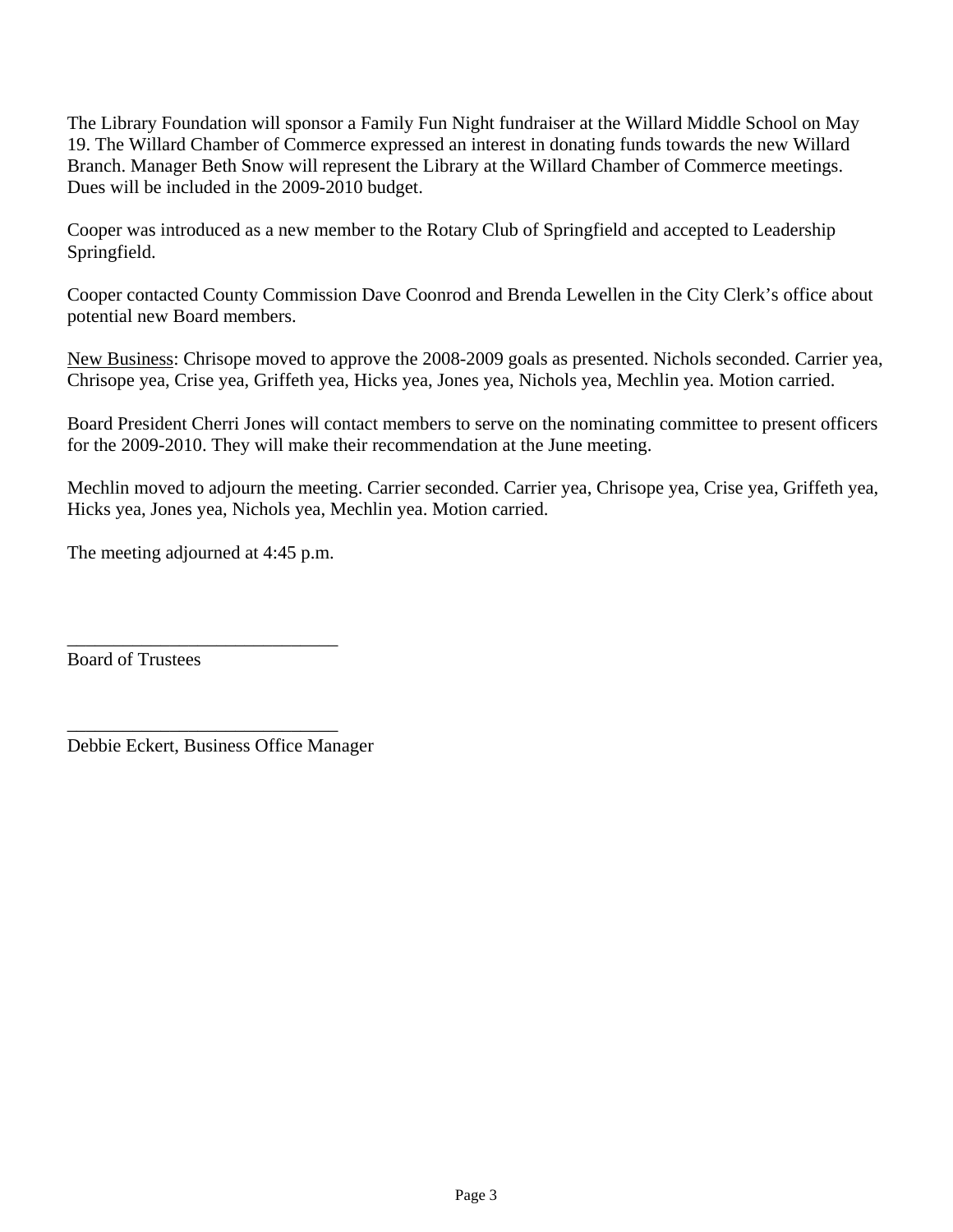The Library Foundation will sponsor a Family Fun Night fundraiser at the Willard Middle School on May 19. The Willard Chamber of Commerce expressed an interest in donating funds towards the new Willard Branch. Manager Beth Snow will represent the Library at the Willard Chamber of Commerce meetings. Dues will be included in the 2009-2010 budget.

Cooper was introduced as a new member to the Rotary Club of Springfield and accepted to Leadership Springfield.

Cooper contacted County Commission Dave Coonrod and Brenda Lewellen in the City Clerk's office about potential new Board members.

<u>New Business</u>: Chrisope moved to approve the 2008-2009 goals as presented. Nichols seconded. Carrier yea, Chrisope yea, Crise yea, Griffeth yea, Hicks yea, Jones yea, Nichols yea, Mechlin yea. Motion carried.

Board President Cherri Jones will contact members to serve on the nominating committee to present officers for the 2009-2010. They will make their recommendation at the June meeting.

Mechlin moved to adjourn the meeting. Carrier seconded. Carrier yea, Chrisope yea, Crise yea, Griffeth yea, Hicks yea, Jones yea, Nichols yea, Mechlin yea. Motion carried.

The meeting adjourned at 4:45 p.m.

\_\_\_\_\_\_\_\_\_\_\_\_\_\_\_\_\_\_\_\_\_\_\_\_\_\_\_\_\_
Board of Trustees

\_\_\_\_\_\_\_\_\_\_\_\_\_\_\_\_\_\_\_\_\_\_\_\_\_\_\_\_\_
Debbie Eckert, Business Office Manager